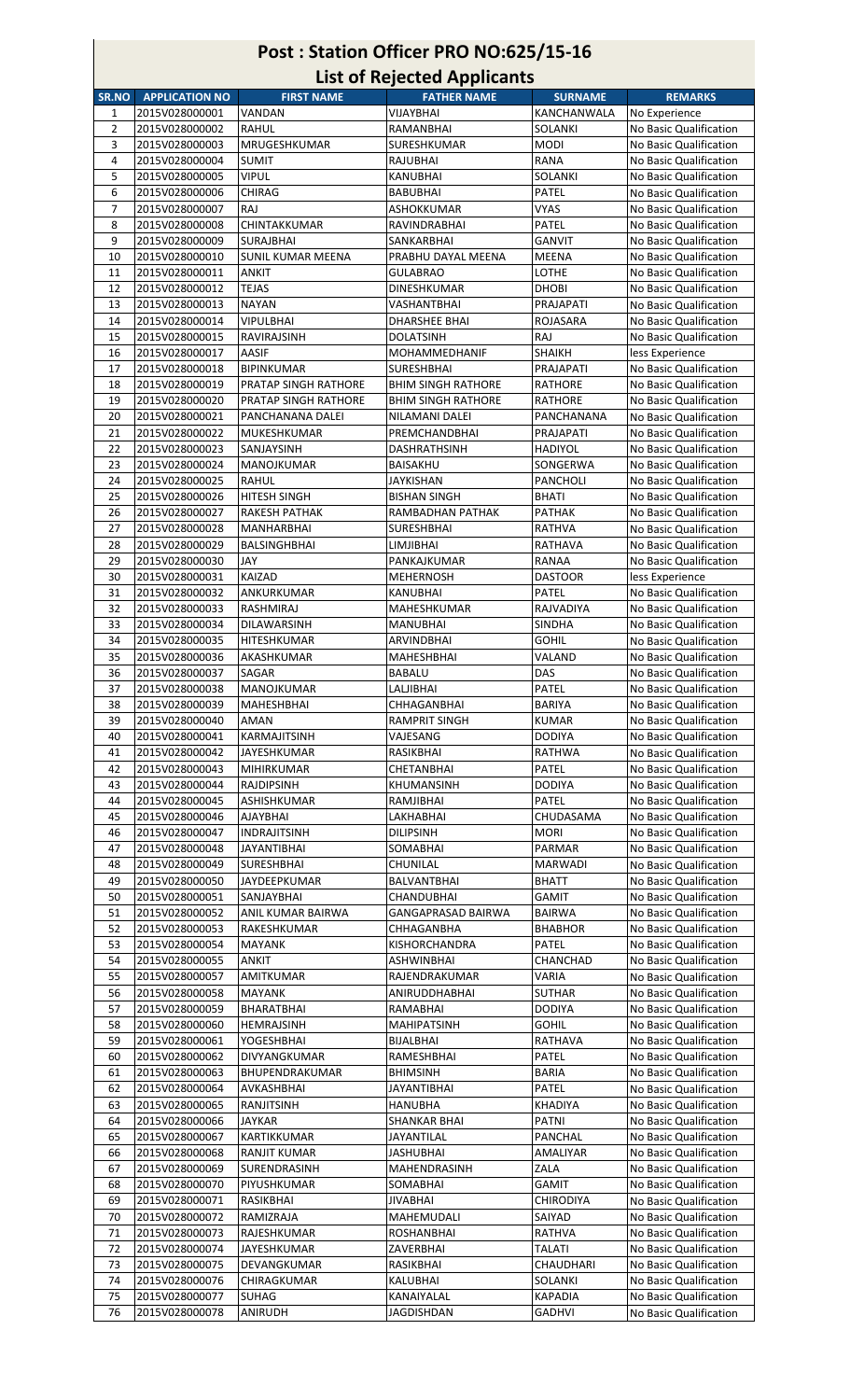# Post : Station Officer PRO NO:625/15-16

## List of Rejected Applicants

| SR.NO | APPLICATION NO | FIRST NAME | FATHER NAME | SURNAME | REMARKS |
|---|---|---|---|---|---|
| 1 | 2015V028000001 | VANDAN | VIJAYBHAI | KANCHANWALA | No Experience |
| 2 | 2015V028000002 | RAHUL | RAMANBHAI | SOLANKI | No Basic Qualification |
| 3 | 2015V028000003 | MRUGESHKUMAR | SURESHKUMAR | MODI | No Basic Qualification |
| 4 | 2015V028000004 | SUMIT | RAJUBHAI | RANA | No Basic Qualification |
| 5 | 2015V028000005 | VIPUL | KANUBHAI | SOLANKI | No Basic Qualification |
| 6 | 2015V028000006 | CHIRAG | BABUBHAI | PATEL | No Basic Qualification |
| 7 | 2015V028000007 | RAJ | ASHOKKUMAR | VYAS | No Basic Qualification |
| 8 | 2015V028000008 | CHINTAKKUMAR | RAVINDRABHAI | PATEL | No Basic Qualification |
| 9 | 2015V028000009 | SURAJBHAI | SANKARBHAI | GANVIT | No Basic Qualification |
| 10 | 2015V028000010 | SUNIL KUMAR MEENA | PRABHU DAYAL MEENA | MEENA | No Basic Qualification |
| 11 | 2015V028000011 | ANKIT | GULABRAO | LOTHE | No Basic Qualification |
| 12 | 2015V028000012 | TEJAS | DINESHKUMAR | DHOBI | No Basic Qualification |
| 13 | 2015V028000013 | NAYAN | VASHANTBHAI | PRAJAPATI | No Basic Qualification |
| 14 | 2015V028000014 | VIPULBHAI | DHARSHEE BHAI | ROJASARA | No Basic Qualification |
| 15 | 2015V028000015 | RAVIRAJSINH | DOLATSINH | RAJ | No Basic Qualification |
| 16 | 2015V028000017 | AASIF | MOHAMMEDHANIF | SHAIKH | less Experience |
| 17 | 2015V028000018 | BIPINKUMAR | SURESHBHAI | PRAJAPATI | No Basic Qualification |
| 18 | 2015V028000019 | PRATAP SINGH RATHORE | BHIM SINGH RATHORE | RATHORE | No Basic Qualification |
| 19 | 2015V028000020 | PRATAP SINGH RATHORE | BHIM SINGH RATHORE | RATHORE | No Basic Qualification |
| 20 | 2015V028000021 | PANCHANANA DALEI | NILAMANI DALEI | PANCHANANA | No Basic Qualification |
| 21 | 2015V028000022 | MUKESHKUMAR | PREMCHANDBHAI | PRAJAPATI | No Basic Qualification |
| 22 | 2015V028000023 | SANJAYSINH | DASHRATHSINH | HADIYOL | No Basic Qualification |
| 23 | 2015V028000024 | MANOJKUMAR | BAISAKHU | SONGERWA | No Basic Qualification |
| 24 | 2015V028000025 | RAHUL | JAYKISHAN | PANCHOLI | No Basic Qualification |
| 25 | 2015V028000026 | HITESH SINGH | BISHAN SINGH | BHATI | No Basic Qualification |
| 26 | 2015V028000027 | RAKESH PATHAK | RAMBADHAN PATHAK | PATHAK | No Basic Qualification |
| 27 | 2015V028000028 | MANHARBHAI | SURESHBHAI | RATHVA | No Basic Qualification |
| 28 | 2015V028000029 | BALSINGHBHAI | LIMJIBHAI | RATHAVA | No Basic Qualification |
| 29 | 2015V028000030 | JAY | PANKAJKUMAR | RANAA | No Basic Qualification |
| 30 | 2015V028000031 | KAIZAD | MEHERNOSH | DASTOOR | less Experience |
| 31 | 2015V028000032 | ANKURKUMAR | KANUBHAI | PATEL | No Basic Qualification |
| 32 | 2015V028000033 | RASHMIRAJ | MAHESHKUMAR | RAJVADIYA | No Basic Qualification |
| 33 | 2015V028000034 | DILAWARSINH | MANUBHAI | SINDHA | No Basic Qualification |
| 34 | 2015V028000035 | HITESHKUMAR | ARVINDBHAI | GOHIL | No Basic Qualification |
| 35 | 2015V028000036 | AKASHKUMAR | MAHESHBHAI | VALAND | No Basic Qualification |
| 36 | 2015V028000037 | SAGAR | BABALU | DAS | No Basic Qualification |
| 37 | 2015V028000038 | MANOJKUMAR | LALJIBHAI | PATEL | No Basic Qualification |
| 38 | 2015V028000039 | MAHESHBHAI | CHHAGANBHAI | BARIYA | No Basic Qualification |
| 39 | 2015V028000040 | AMAN | RAMPRIT SINGH | KUMAR | No Basic Qualification |
| 40 | 2015V028000041 | KARMAJITSINH | VAJESANG | DODIYA | No Basic Qualification |
| 41 | 2015V028000042 | JAYESHKUMAR | RASIKBHAI | RATHWA | No Basic Qualification |
| 42 | 2015V028000043 | MIHIRKUMAR | CHETANBHAI | PATEL | No Basic Qualification |
| 43 | 2015V028000044 | RAJDIPSINH | KHUMANSINH | DODIYA | No Basic Qualification |
| 44 | 2015V028000045 | ASHISHKUMAR | RAMJIBHAI | PATEL | No Basic Qualification |
| 45 | 2015V028000046 | AJAYBHAI | LAKHABHAI | CHUDASAMA | No Basic Qualification |
| 46 | 2015V028000047 | INDRAJITSINH | DILIPSINH | MORI | No Basic Qualification |
| 47 | 2015V028000048 | JAYANTIBHAI | SOMABHAI | PARMAR | No Basic Qualification |
| 48 | 2015V028000049 | SURESHBHAI | CHUNILAL | MARWADI | No Basic Qualification |
| 49 | 2015V028000050 | JAYDEEPKUMAR | BALVANTBHAI | BHATT | No Basic Qualification |
| 50 | 2015V028000051 | SANJAYBHAI | CHANDUBHAI | GAMIT | No Basic Qualification |
| 51 | 2015V028000052 | ANIL KUMAR BAIRWA | GANGAPRASAD BAIRWA | BAIRWA | No Basic Qualification |
| 52 | 2015V028000053 | RAKESHKUMAR | CHHAGANBHA | BHABHOR | No Basic Qualification |
| 53 | 2015V028000054 | MAYANK | KISHORCHANDRA | PATEL | No Basic Qualification |
| 54 | 2015V028000055 | ANKIT | ASHWINBHAI | CHANCHAD | No Basic Qualification |
| 55 | 2015V028000057 | AMITKUMAR | RAJENDRAKUMAR | VARIA | No Basic Qualification |
| 56 | 2015V028000058 | MAYANK | ANIRUDDHABHAI | SUTHAR | No Basic Qualification |
| 57 | 2015V028000059 | BHARATBHAI | RAMABHAI | DODIYA | No Basic Qualification |
| 58 | 2015V028000060 | HEMRAJSINH | MAHIPATSINH | GOHIL | No Basic Qualification |
| 59 | 2015V028000061 | YOGESHBHAI | BIJALBHAI | RATHAVA | No Basic Qualification |
| 60 | 2015V028000062 | DIVYANGKUMAR | RAMESHBHAI | PATEL | No Basic Qualification |
| 61 | 2015V028000063 | BHUPENDRAKUMAR | BHIMSINH | BARIA | No Basic Qualification |
| 62 | 2015V028000064 | AVKASHBHAI | JAYANTIBHAI | PATEL | No Basic Qualification |
| 63 | 2015V028000065 | RANJITSINH | HANUBHA | KHADIYA | No Basic Qualification |
| 64 | 2015V028000066 | JAYKAR | SHANKAR BHAI | PATNI | No Basic Qualification |
| 65 | 2015V028000067 | KARTIKKUMAR | JAYANTILAL | PANCHAL | No Basic Qualification |
| 66 | 2015V028000068 | RANJIT KUMAR | JASHUBHAI | AMALIYAR | No Basic Qualification |
| 67 | 2015V028000069 | SURENDRASINH | MAHENDRASINH | ZALA | No Basic Qualification |
| 68 | 2015V028000070 | PIYUSHKUMAR | SOMABHAI | GAMIT | No Basic Qualification |
| 69 | 2015V028000071 | RASIKBHAI | JIVABHAI | CHIRODIYA | No Basic Qualification |
| 70 | 2015V028000072 | RAMIZRAJA | MAHEMUDALI | SAIYAD | No Basic Qualification |
| 71 | 2015V028000073 | RAJESHKUMAR | ROSHANBHAI | RATHVA | No Basic Qualification |
| 72 | 2015V028000074 | JAYESHKUMAR | ZAVERBHAI | TALATI | No Basic Qualification |
| 73 | 2015V028000075 | DEVANGKUMAR | RASIKBHAI | CHAUDHARI | No Basic Qualification |
| 74 | 2015V028000076 | CHIRAGKUMAR | KALUBHAI | SOLANKI | No Basic Qualification |
| 75 | 2015V028000077 | SUHAG | KANAIYALAL | KAPADIA | No Basic Qualification |
| 76 | 2015V028000078 | ANIRUDH | JAGDISHDAN | GADHVI | No Basic Qualification |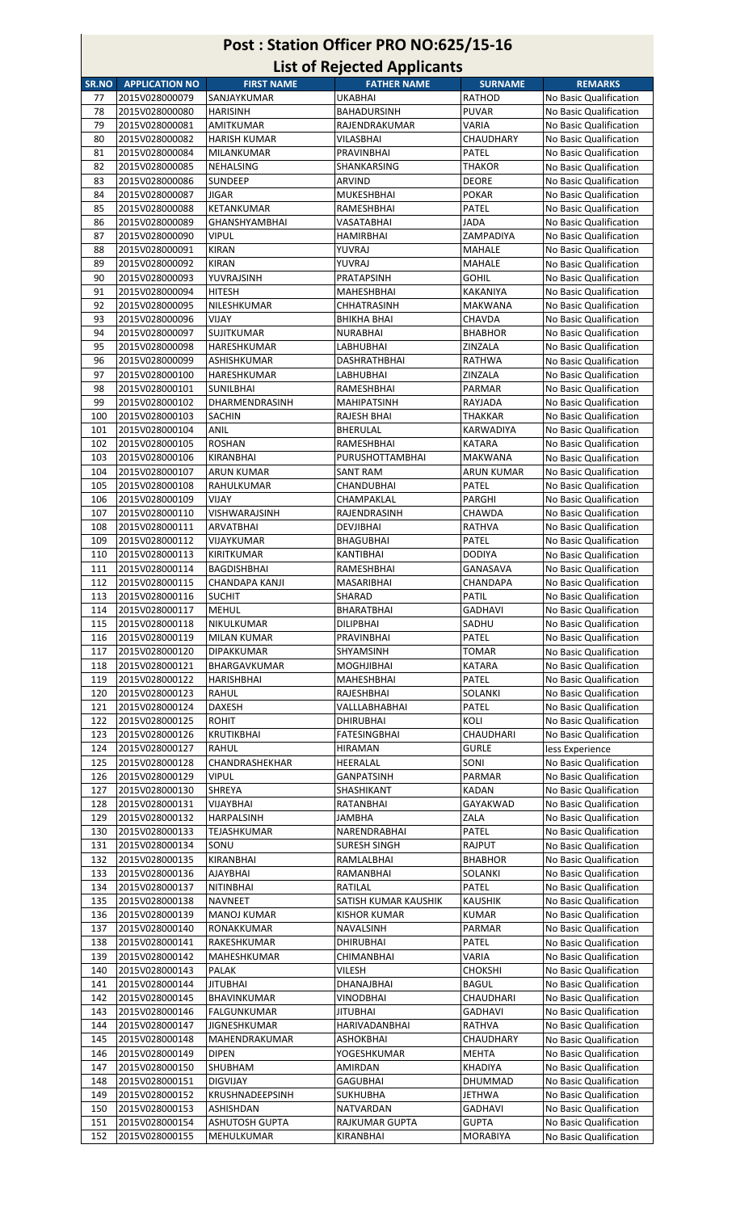# Post : Station Officer PRO NO:625/15-16

## List of Rejected Applicants

| SR.NO | APPLICATION NO | FIRST NAME | FATHER NAME | SURNAME | REMARKS |
|---|---|---|---|---|---|
| 77 | 2015V028000079 | SANJAYKUMAR | UKABHAI | RATHOD | No Basic Qualification |
| 78 | 2015V028000080 | HARISINH | BAHADURSINH | PUVAR | No Basic Qualification |
| 79 | 2015V028000081 | AMITKUMAR | RAJENDRAKUMAR | VARIA | No Basic Qualification |
| 80 | 2015V028000082 | HARISH KUMAR | VILASBHAI | CHAUDHARY | No Basic Qualification |
| 81 | 2015V028000084 | MILANKUMAR | PRAVINBHAI | PATEL | No Basic Qualification |
| 82 | 2015V028000085 | NEHALSING | SHANKARSING | THAKOR | No Basic Qualification |
| 83 | 2015V028000086 | SUNDEEP | ARVIND | DEORE | No Basic Qualification |
| 84 | 2015V028000087 | JIGAR | MUKESHBHAI | POKAR | No Basic Qualification |
| 85 | 2015V028000088 | KETANKUMAR | RAMESHBHAI | PATEL | No Basic Qualification |
| 86 | 2015V028000089 | GHANSHYAMBHAI | VASATABHAI | JADA | No Basic Qualification |
| 87 | 2015V028000090 | VIPUL | HAMIRBHAI | ZAMPADIYA | No Basic Qualification |
| 88 | 2015V028000091 | KIRAN | YUVRAJ | MAHALE | No Basic Qualification |
| 89 | 2015V028000092 | KIRAN | YUVRAJ | MAHALE | No Basic Qualification |
| 90 | 2015V028000093 | YUVRAJSINH | PRATAPSINH | GOHIL | No Basic Qualification |
| 91 | 2015V028000094 | HITESH | MAHESHBHAI | KAKANIYA | No Basic Qualification |
| 92 | 2015V028000095 | NILESHKUMAR | CHHATRASINH | MAKWANA | No Basic Qualification |
| 93 | 2015V028000096 | VIJAY | BHIKHA BHAI | CHAVDA | No Basic Qualification |
| 94 | 2015V028000097 | SUJITKUMAR | NURABHAI | BHABHOR | No Basic Qualification |
| 95 | 2015V028000098 | HARESHKUMAR | LABHUBHAI | ZINZALA | No Basic Qualification |
| 96 | 2015V028000099 | ASHISHKUMAR | DASHRATHBHAI | RATHWA | No Basic Qualification |
| 97 | 2015V028000100 | HARESHKUMAR | LABHUBHAI | ZINZALA | No Basic Qualification |
| 98 | 2015V028000101 | SUNILBHAI | RAMESHBHAI | PARMAR | No Basic Qualification |
| 99 | 2015V028000102 | DHARMENDRASINH | MAHIPATSINH | RAYJADA | No Basic Qualification |
| 100 | 2015V028000103 | SACHIN | RAJESH BHAI | THAKKAR | No Basic Qualification |
| 101 | 2015V028000104 | ANIL | BHERULAL | KARWADIYA | No Basic Qualification |
| 102 | 2015V028000105 | ROSHAN | RAMESHBHAI | KATARA | No Basic Qualification |
| 103 | 2015V028000106 | KIRANBHAI | PURUSHOTTAMBHAI | MAKWANA | No Basic Qualification |
| 104 | 2015V028000107 | ARUN KUMAR | SANT RAM | ARUN KUMAR | No Basic Qualification |
| 105 | 2015V028000108 | RAHULKUMAR | CHANDUBHAI | PATEL | No Basic Qualification |
| 106 | 2015V028000109 | VIJAY | CHAMPAKLAL | PARGHI | No Basic Qualification |
| 107 | 2015V028000110 | VISHWARAJSINH | RAJENDRASINH | CHAWDA | No Basic Qualification |
| 108 | 2015V028000111 | ARVATBHAI | DEVJIBHAI | RATHVA | No Basic Qualification |
| 109 | 2015V028000112 | VIJAYKUMAR | BHAGUBHAI | PATEL | No Basic Qualification |
| 110 | 2015V028000113 | KIRITKUMAR | KANTIBHAI | DODIYA | No Basic Qualification |
| 111 | 2015V028000114 | BAGDISHBHAI | RAMESHBHAI | GANASAVA | No Basic Qualification |
| 112 | 2015V028000115 | CHANDAPA KANJI | MASARIBHAI | CHANDAPA | No Basic Qualification |
| 113 | 2015V028000116 | SUCHIT | SHARAD | PATIL | No Basic Qualification |
| 114 | 2015V028000117 | MEHUL | BHARATBHAI | GADHAVI | No Basic Qualification |
| 115 | 2015V028000118 | NIKULKUMAR | DILIPBHAI | SADHU | No Basic Qualification |
| 116 | 2015V028000119 | MILAN KUMAR | PRAVINBHAI | PATEL | No Basic Qualification |
| 117 | 2015V028000120 | DIPAKKUMAR | SHYAMSINH | TOMAR | No Basic Qualification |
| 118 | 2015V028000121 | BHARGAVKUMAR | MOGHJIBHAI | KATARA | No Basic Qualification |
| 119 | 2015V028000122 | HARISHBHAI | MAHESHBHAI | PATEL | No Basic Qualification |
| 120 | 2015V028000123 | RAHUL | RAJESHBHAI | SOLANKI | No Basic Qualification |
| 121 | 2015V028000124 | DAXESH | VALLLABHABHAI | PATEL | No Basic Qualification |
| 122 | 2015V028000125 | ROHIT | DHIRUBHAI | KOLI | No Basic Qualification |
| 123 | 2015V028000126 | KRUTIKBHAI | FATESINGBHAI | CHAUDHARI | No Basic Qualification |
| 124 | 2015V028000127 | RAHUL | HIRAMAN | GURLE | less Experience |
| 125 | 2015V028000128 | CHANDRASHEKHAR | HEERALAL | SONI | No Basic Qualification |
| 126 | 2015V028000129 | VIPUL | GANPATSINH | PARMAR | No Basic Qualification |
| 127 | 2015V028000130 | SHREYA | SHASHIKANT | KADAN | No Basic Qualification |
| 128 | 2015V028000131 | VIJAYBHAI | RATANBHAI | GAYAKWAD | No Basic Qualification |
| 129 | 2015V028000132 | HARPALSINH | JAMBHA | ZALA | No Basic Qualification |
| 130 | 2015V028000133 | TEJASHKUMAR | NARENDRABHAI | PATEL | No Basic Qualification |
| 131 | 2015V028000134 | SONU | SURESH SINGH | RAJPUT | No Basic Qualification |
| 132 | 2015V028000135 | KIRANBHAI | RAMLALBHAI | BHABHOR | No Basic Qualification |
| 133 | 2015V028000136 | AJAYBHAI | RAMANBHAI | SOLANKI | No Basic Qualification |
| 134 | 2015V028000137 | NITINBHAI | RATILAL | PATEL | No Basic Qualification |
| 135 | 2015V028000138 | NAVNEET | SATISH KUMAR KAUSHIK | KAUSHIK | No Basic Qualification |
| 136 | 2015V028000139 | MANOJ KUMAR | KISHOR KUMAR | KUMAR | No Basic Qualification |
| 137 | 2015V028000140 | RONAKKUMAR | NAVALSINH | PARMAR | No Basic Qualification |
| 138 | 2015V028000141 | RAKESHKUMAR | DHIRUBHAI | PATEL | No Basic Qualification |
| 139 | 2015V028000142 | MAHESHKUMAR | CHIMANBHAI | VARIA | No Basic Qualification |
| 140 | 2015V028000143 | PALAK | VILESH | CHOKSHI | No Basic Qualification |
| 141 | 2015V028000144 | JITUBHAI | DHANAJBHAI | BAGUL | No Basic Qualification |
| 142 | 2015V028000145 | BHAVINKUMAR | VINODBHAI | CHAUDHARI | No Basic Qualification |
| 143 | 2015V028000146 | FALGUNKUMAR | JITUBHAI | GADHAVI | No Basic Qualification |
| 144 | 2015V028000147 | JIGNESHKUMAR | HARIVADANBHAI | RATHVA | No Basic Qualification |
| 145 | 2015V028000148 | MAHENDRAKUMAR | ASHOKBHAI | CHAUDHARY | No Basic Qualification |
| 146 | 2015V028000149 | DIPEN | YOGESHKUMAR | MEHTA | No Basic Qualification |
| 147 | 2015V028000150 | SHUBHAM | AMIRDAN | KHADIYA | No Basic Qualification |
| 148 | 2015V028000151 | DIGVIJAY | GAGUBHAI | DHUMMAD | No Basic Qualification |
| 149 | 2015V028000152 | KRUSHNADEEPSINH | SUKHUBHA | JETHWA | No Basic Qualification |
| 150 | 2015V028000153 | ASHISHDAN | NATVARDAN | GADHAVI | No Basic Qualification |
| 151 | 2015V028000154 | ASHUTOSH GUPTA | RAJKUMAR GUPTA | GUPTA | No Basic Qualification |
| 152 | 2015V028000155 | MEHULKUMAR | KIRANBHAI | MORABIYA | No Basic Qualification |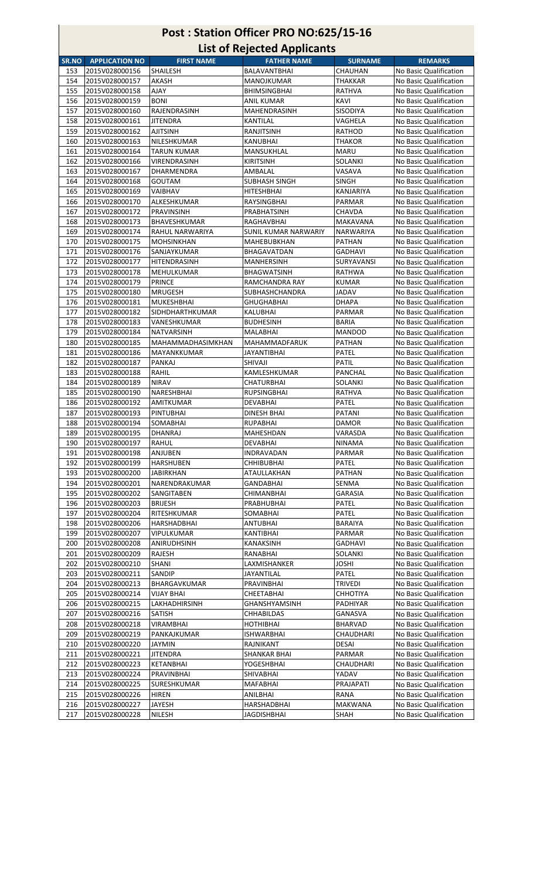# Post : Station Officer PRO NO:625/15-16

## List of Rejected Applicants

| SR.NO | APPLICATION NO | FIRST NAME | FATHER NAME | SURNAME | REMARKS |
|---|---|---|---|---|---|
| 153 | 2015V028000156 | SHAILESH | BALAVANTBHAI | CHAUHAN | No Basic Qualification |
| 154 | 2015V028000157 | AKASH | MANOJKUMAR | THAKKAR | No Basic Qualification |
| 155 | 2015V028000158 | AJAY | BHIMSINGBHAI | RATHVA | No Basic Qualification |
| 156 | 2015V028000159 | BONI | ANIL KUMAR | KAVI | No Basic Qualification |
| 157 | 2015V028000160 | RAJENDRASINH | MAHENDRASINH | SISODIYA | No Basic Qualification |
| 158 | 2015V028000161 | JITENDRA | KANTILAL | VAGHELA | No Basic Qualification |
| 159 | 2015V028000162 | AJITSINH | RANJITSINH | RATHOD | No Basic Qualification |
| 160 | 2015V028000163 | NILESHKUMAR | KANUBHAI | THAKOR | No Basic Qualification |
| 161 | 2015V028000164 | TARUN KUMAR | MANSUKHLAL | MARU | No Basic Qualification |
| 162 | 2015V028000166 | VIRENDRASINH | KIRITSINH | SOLANKI | No Basic Qualification |
| 163 | 2015V028000167 | DHARMENDRA | AMBALAL | VASAVA | No Basic Qualification |
| 164 | 2015V028000168 | GOUTAM | SUBHASH SINGH | SINGH | No Basic Qualification |
| 165 | 2015V028000169 | VAIBHAV | HITESHBHAI | KANJARIYA | No Basic Qualification |
| 166 | 2015V028000170 | ALKESHKUMAR | RAYSINGBHAI | PARMAR | No Basic Qualification |
| 167 | 2015V028000172 | PRAVINSINH | PRABHATSINH | CHAVDA | No Basic Qualification |
| 168 | 2015V028000173 | BHAVESHKUMAR | RAGHAVBHAI | MAKAVANA | No Basic Qualification |
| 169 | 2015V028000174 | RAHUL NARWARIYA | SUNIL KUMAR NARWARIY | NARWARIYA | No Basic Qualification |
| 170 | 2015V028000175 | MOHSINKHAN | MAHEBUBKHAN | PATHAN | No Basic Qualification |
| 171 | 2015V028000176 | SANJAYKUMAR | BHAGAVATDAN | GADHAVI | No Basic Qualification |
| 172 | 2015V028000177 | HITENDRASINH | MANHERSINH | SURYAVANSI | No Basic Qualification |
| 173 | 2015V028000178 | MEHULKUMAR | BHAGWATSINH | RATHWA | No Basic Qualification |
| 174 | 2015V028000179 | PRINCE | RAMCHANDRA RAY | KUMAR | No Basic Qualification |
| 175 | 2015V028000180 | MRUGESH | SUBHASHCHANDRA | JADAV | No Basic Qualification |
| 176 | 2015V028000181 | MUKESHBHAI | GHUGHABHAI | DHAPA | No Basic Qualification |
| 177 | 2015V028000182 | SIDHDHARTHKUMAR | KALUBHAI | PARMAR | No Basic Qualification |
| 178 | 2015V028000183 | VANESHKUMAR | BUDHESINH | BARIA | No Basic Qualification |
| 179 | 2015V028000184 | NATVARSINH | MALABHAI | MANDOD | No Basic Qualification |
| 180 | 2015V028000185 | MAHAMMADHASIMKHAN | MAHAMMADFARUK | PATHAN | No Basic Qualification |
| 181 | 2015V028000186 | MAYANKKUMAR | JAYANTIBHAI | PATEL | No Basic Qualification |
| 182 | 2015V028000187 | PANKAJ | SHIVAJI | PATIL | No Basic Qualification |
| 183 | 2015V028000188 | RAHIL | KAMLESHKUMAR | PANCHAL | No Basic Qualification |
| 184 | 2015V028000189 | NIRAV | CHATURBHAI | SOLANKI | No Basic Qualification |
| 185 | 2015V028000190 | NARESHBHAI | RUPSINGBHAI | RATHVA | No Basic Qualification |
| 186 | 2015V028000192 | AMITKUMAR | DEVABHAI | PATEL | No Basic Qualification |
| 187 | 2015V028000193 | PINTUBHAI | DINESH BHAI | PATANI | No Basic Qualification |
| 188 | 2015V028000194 | SOMABHAI | RUPABHAI | DAMOR | No Basic Qualification |
| 189 | 2015V028000195 | DHANRAJ | MAHESHDAN | VARASDA | No Basic Qualification |
| 190 | 2015V028000197 | RAHUL | DEVABHAI | NINAMA | No Basic Qualification |
| 191 | 2015V028000198 | ANJUBEN | INDRAVADAN | PARMAR | No Basic Qualification |
| 192 | 2015V028000199 | HARSHUBEN | CHHIBUBHAI | PATEL | No Basic Qualification |
| 193 | 2015V028000200 | JABIRKHAN | ATAULLAKHAN | PATHAN | No Basic Qualification |
| 194 | 2015V028000201 | NARENDRAKUMAR | GANDABHAI | SENMA | No Basic Qualification |
| 195 | 2015V028000202 | SANGITABEN | CHIMANBHAI | GARASIA | No Basic Qualification |
| 196 | 2015V028000203 | BRIJESH | PRABHUBHAI | PATEL | No Basic Qualification |
| 197 | 2015V028000204 | RITESHKUMAR | SOMABHAI | PATEL | No Basic Qualification |
| 198 | 2015V028000206 | HARSHADBHAI | ANTUBHAI | BARAIYA | No Basic Qualification |
| 199 | 2015V028000207 | VIPULKUMAR | KANTIBHAI | PARMAR | No Basic Qualification |
| 200 | 2015V028000208 | ANIRUDHSINH | KANAKSINH | GADHAVI | No Basic Qualification |
| 201 | 2015V028000209 | RAJESH | RANABHAI | SOLANKI | No Basic Qualification |
| 202 | 2015V028000210 | SHANI | LAXMISHANKER | JOSHI | No Basic Qualification |
| 203 | 2015V028000211 | SANDIP | JAYANTILAL | PATEL | No Basic Qualification |
| 204 | 2015V028000213 | BHARGAVKUMAR | PRAVINBHAI | TRIVEDI | No Basic Qualification |
| 205 | 2015V028000214 | VIJAY BHAI | CHEETABHAI | CHHOTIYA | No Basic Qualification |
| 206 | 2015V028000215 | LAKHADHIRSINH | GHANSHYAMSINH | PADHIYAR | No Basic Qualification |
| 207 | 2015V028000216 | SATISH | CHHABILDAS | GANASVA | No Basic Qualification |
| 208 | 2015V028000218 | VIRAMBHAI | HOTHIBHAI | BHARVAD | No Basic Qualification |
| 209 | 2015V028000219 | PANKAJKUMAR | ISHWARBHAI | CHAUDHARI | No Basic Qualification |
| 210 | 2015V028000220 | JAYMIN | RAJNIKANT | DESAI | No Basic Qualification |
| 211 | 2015V028000221 | JITENDRA | SHANKAR BHAI | PARMAR | No Basic Qualification |
| 212 | 2015V028000223 | KETANBHAI | YOGESHBHAI | CHAUDHARI | No Basic Qualification |
| 213 | 2015V028000224 | PRAVINBHAI | SHIVABHAI | YADAV | No Basic Qualification |
| 214 | 2015V028000225 | SURESHKUMAR | MAFABHAI | PRAJAPATI | No Basic Qualification |
| 215 | 2015V028000226 | HIREN | ANILBHAI | RANA | No Basic Qualification |
| 216 | 2015V028000227 | JAYESH | HARSHADBHAI | MAKWANA | No Basic Qualification |
| 217 | 2015V028000228 | NILESH | JAGDISHBHAI | SHAH | No Basic Qualification |